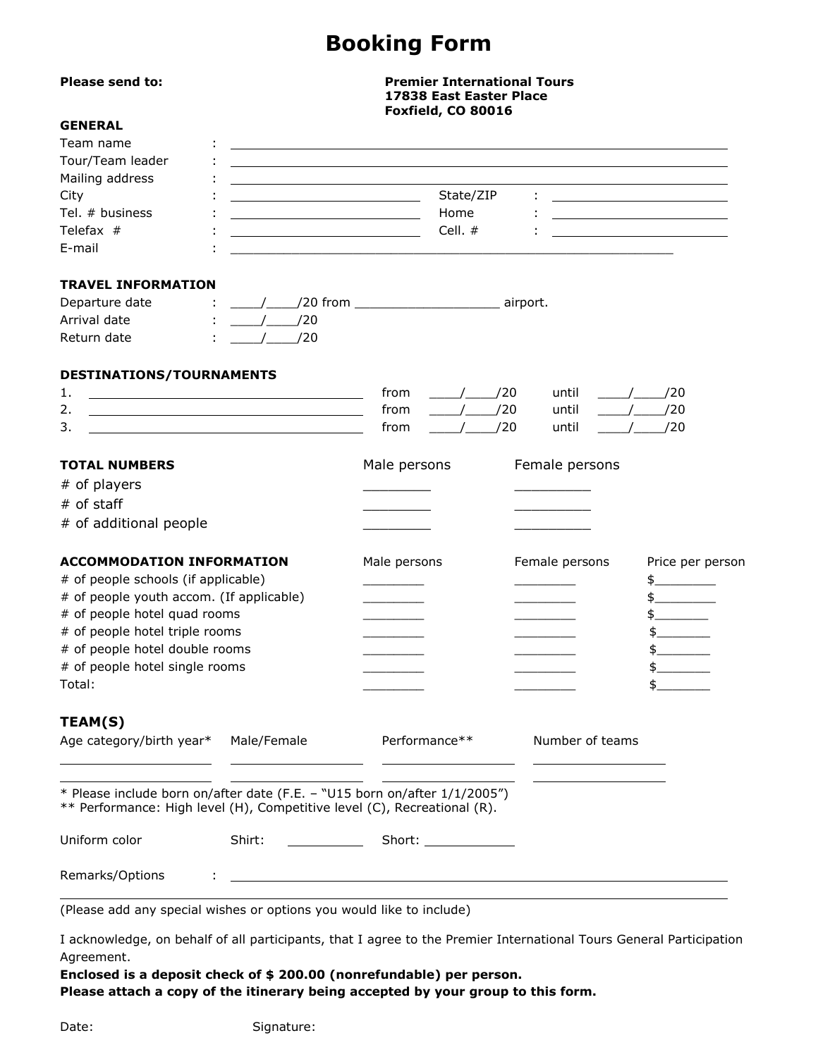# Booking Form

**Please send to:**

**Premier International Tours**
**17838 East Easter Place**
**Foxfield, CO 80016**

**GENERAL**

Team name : ______________________________

Tour/Team leader : ______________________________

Mailing address : ______________________________

City : ______________ State/ZIP : ______________

Tel. # business : ______________ Home : ______________

Telefax # : ______________ Cell. # : ______________

E-mail : ______________________________

**TRAVEL INFORMATION**

Departure date : ____/____/20 from ___________________ airport.

Arrival date : ____/____/20

Return date : ____/____/20

**DESTINATIONS/TOURNAMENTS**

1. ______________________ from ____/____/20 until ____/____/20
2. ______________________ from ____/____/20 until ____/____/20
3. ______________________ from ____/____/20 until ____/____/20

| **TOTAL NUMBERS** | Male persons | Female persons |
|---|---|---|
| # of players | ________ | ________ |
| # of staff | ________ | ________ |
| # of additional people | ________ | ________ |

| **ACCOMMODATION INFORMATION** | Male persons | Female persons | Price per person |
|---|---|---|---|
| # of people schools (if applicable) | ________ | ________ | $________ |
| # of people youth accom. (If applicable) | ________ | ________ | $________ |
| # of people hotel quad rooms | ________ | ________ | $________ |
| # of people hotel triple rooms | ________ | ________ | $________ |
| # of people hotel double rooms | ________ | ________ | $________ |
| # of people hotel single rooms | ________ | ________ | $________ |
| Total: | ________ | ________ | $________ |

**TEAM(S)**

| Age category/birth year* | Male/Female | Performance** | Number of teams |
|---|---|---|---|
| | | | |
| | | | |

\* Please include born on/after date (F.E. – "U15 born on/after 1/1/2005")
\*\* Performance: High level (H), Competitive level (C), Recreational (R).

Uniform color Shirt: __________ Short: __________

Remarks/Options : ______________________________

______________________________

(Please add any special wishes or options you would like to include)

I acknowledge, on behalf of all participants, that I agree to the Premier International Tours General Participation Agreement.

**Enclosed is a deposit check of $ 200.00 (nonrefundable) per person.**
**Please attach a copy of the itinerary being accepted by your group to this form.**

Date: Signature: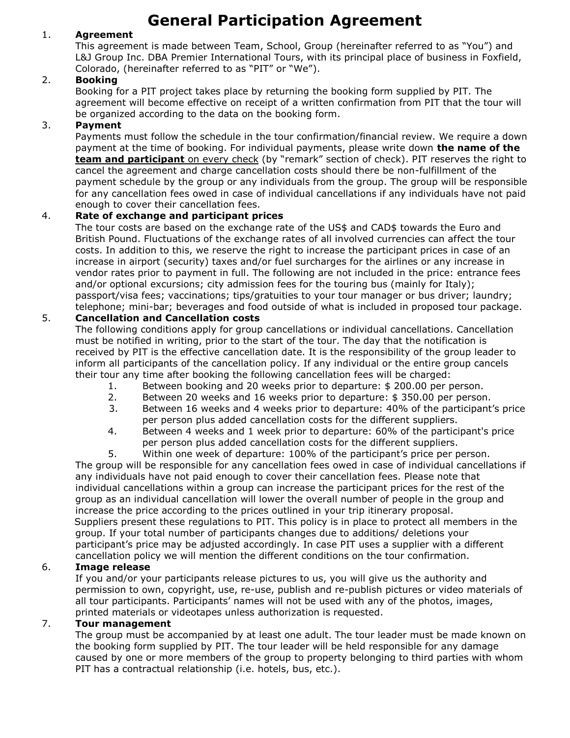# General Participation Agreement

1. **Agreement**

   This agreement is made between Team, School, Group (hereinafter referred to as "You") and L&J Group Inc. DBA Premier International Tours, with its principal place of business in Foxfield, Colorado, (hereinafter referred to as "PIT" or "We").

2. **Booking**

   Booking for a PIT project takes place by returning the booking form supplied by PIT. The agreement will become effective on receipt of a written confirmation from PIT that the tour will be organized according to the data on the booking form.

3. **Payment**

   Payments must follow the schedule in the tour confirmation/financial review. We require a down payment at the time of booking. For individual payments, please write down **the name of the <u>team and participant</u>** <u>on every check</u> (by "remark" section of check). PIT reserves the right to cancel the agreement and charge cancellation costs should there be non-fulfillment of the payment schedule by the group or any individuals from the group. The group will be responsible for any cancellation fees owed in case of individual cancellations if any individuals have not paid enough to cover their cancellation fees.

4. **Rate of exchange and participant prices**

   The tour costs are based on the exchange rate of the US$ and CAD$ towards the Euro and British Pound. Fluctuations of the exchange rates of all involved currencies can affect the tour costs. In addition to this, we reserve the right to increase the participant prices in case of an increase in airport (security) taxes and/or fuel surcharges for the airlines or any increase in vendor rates prior to payment in full. The following are not included in the price: entrance fees and/or optional excursions; city admission fees for the touring bus (mainly for Italy); passport/visa fees; vaccinations; tips/gratuities to your tour manager or bus driver; laundry; telephone; mini-bar; beverages and food outside of what is included in proposed tour package.

5. **Cancellation and Cancellation costs**

   The following conditions apply for group cancellations or individual cancellations. Cancellation must be notified in writing, prior to the start of the tour. The day that the notification is received by PIT is the effective cancellation date. It is the responsibility of the group leader to inform all participants of the cancellation policy. If any individual or the entire group cancels their tour any time after booking the following cancellation fees will be charged:

   1. Between booking and 20 weeks prior to departure: $ 200.00 per person.
   2. Between 20 weeks and 16 weeks prior to departure: $ 350.00 per person.
   3. Between 16 weeks and 4 weeks prior to departure: 40% of the participant's price per person plus added cancellation costs for the different suppliers.
   4. Between 4 weeks and 1 week prior to departure: 60% of the participant's price per person plus added cancellation costs for the different suppliers.
   5. Within one week of departure: 100% of the participant's price per person.

   The group will be responsible for any cancellation fees owed in case of individual cancellations if any individuals have not paid enough to cover their cancellation fees. Please note that individual cancellations within a group can increase the participant prices for the rest of the group as an individual cancellation will lower the overall number of people in the group and increase the price according to the prices outlined in your trip itinerary proposal.

   Suppliers present these regulations to PIT. This policy is in place to protect all members in the group. If your total number of participants changes due to additions/ deletions your participant's price may be adjusted accordingly. In case PIT uses a supplier with a different cancellation policy we will mention the different conditions on the tour confirmation.

6. **Image release**

   If you and/or your participants release pictures to us, you will give us the authority and permission to own, copyright, use, re-use, publish and re-publish pictures or video materials of all tour participants. Participants' names will not be used with any of the photos, images, printed materials or videotapes unless authorization is requested.

7. **Tour management**

   The group must be accompanied by at least one adult. The tour leader must be made known on the booking form supplied by PIT. The tour leader will be held responsible for any damage caused by one or more members of the group to property belonging to third parties with whom PIT has a contractual relationship (i.e. hotels, bus, etc.).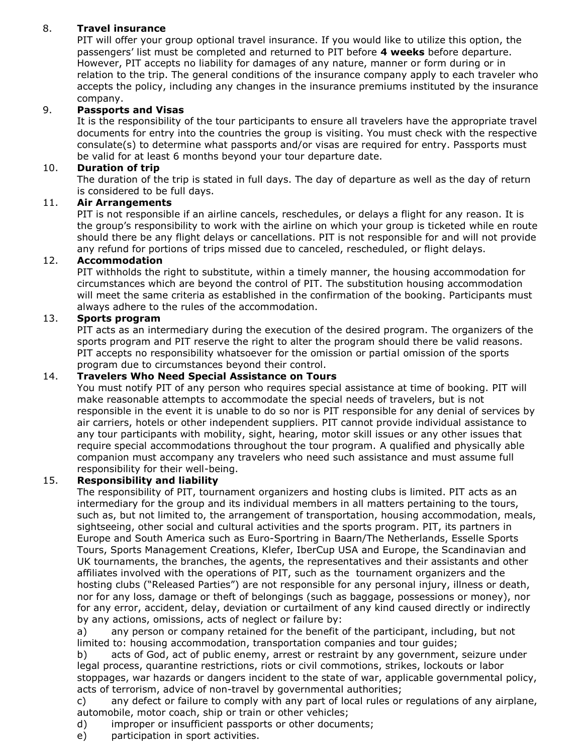8. **Travel insurance**
PIT will offer your group optional travel insurance. If you would like to utilize this option, the passengers' list must be completed and returned to PIT before **4 weeks** before departure. However, PIT accepts no liability for damages of any nature, manner or form during or in relation to the trip. The general conditions of the insurance company apply to each traveler who accepts the policy, including any changes in the insurance premiums instituted by the insurance company.

9. **Passports and Visas**
It is the responsibility of the tour participants to ensure all travelers have the appropriate travel documents for entry into the countries the group is visiting. You must check with the respective consulate(s) to determine what passports and/or visas are required for entry. Passports must be valid for at least 6 months beyond your tour departure date.

10. **Duration of trip**
The duration of the trip is stated in full days. The day of departure as well as the day of return is considered to be full days.

11. **Air Arrangements**
PIT is not responsible if an airline cancels, reschedules, or delays a flight for any reason. It is the group's responsibility to work with the airline on which your group is ticketed while en route should there be any flight delays or cancellations. PIT is not responsible for and will not provide any refund for portions of trips missed due to canceled, rescheduled, or flight delays.

12. **Accommodation**
PIT withholds the right to substitute, within a timely manner, the housing accommodation for circumstances which are beyond the control of PIT. The substitution housing accommodation will meet the same criteria as established in the confirmation of the booking. Participants must always adhere to the rules of the accommodation.

13. **Sports program**
PIT acts as an intermediary during the execution of the desired program. The organizers of the sports program and PIT reserve the right to alter the program should there be valid reasons. PIT accepts no responsibility whatsoever for the omission or partial omission of the sports program due to circumstances beyond their control.

14. **Travelers Who Need Special Assistance on Tours**
You must notify PIT of any person who requires special assistance at time of booking. PIT will make reasonable attempts to accommodate the special needs of travelers, but is not responsible in the event it is unable to do so nor is PIT responsible for any denial of services by air carriers, hotels or other independent suppliers. PIT cannot provide individual assistance to any tour participants with mobility, sight, hearing, motor skill issues or any other issues that require special accommodations throughout the tour program. A qualified and physically able companion must accompany any travelers who need such assistance and must assume full responsibility for their well-being.

15. **Responsibility and liability**
The responsibility of PIT, tournament organizers and hosting clubs is limited. PIT acts as an intermediary for the group and its individual members in all matters pertaining to the tours, such as, but not limited to, the arrangement of transportation, housing accommodation, meals, sightseeing, other social and cultural activities and the sports program. PIT, its partners in Europe and South America such as Euro-Sportring in Baarn/The Netherlands, Esselle Sports Tours, Sports Management Creations, Klefer, IberCup USA and Europe, the Scandinavian and UK tournaments, the branches, the agents, the representatives and their assistants and other affiliates involved with the operations of PIT, such as the tournament organizers and the hosting clubs ("Released Parties") are not responsible for any personal injury, illness or death, nor for any loss, damage or theft of belongings (such as baggage, possessions or money), nor for any error, accident, delay, deviation or curtailment of any kind caused directly or indirectly by any actions, omissions, acts of neglect or failure by:
a) any person or company retained for the benefit of the participant, including, but not limited to: housing accommodation, transportation companies and tour guides;
b) acts of God, act of public enemy, arrest or restraint by any government, seizure under legal process, quarantine restrictions, riots or civil commotions, strikes, lockouts or labor stoppages, war hazards or dangers incident to the state of war, applicable governmental policy, acts of terrorism, advice of non-travel by governmental authorities;
c) any defect or failure to comply with any part of local rules or regulations of any airplane, automobile, motor coach, ship or train or other vehicles;
d) improper or insufficient passports or other documents;
e) participation in sport activities.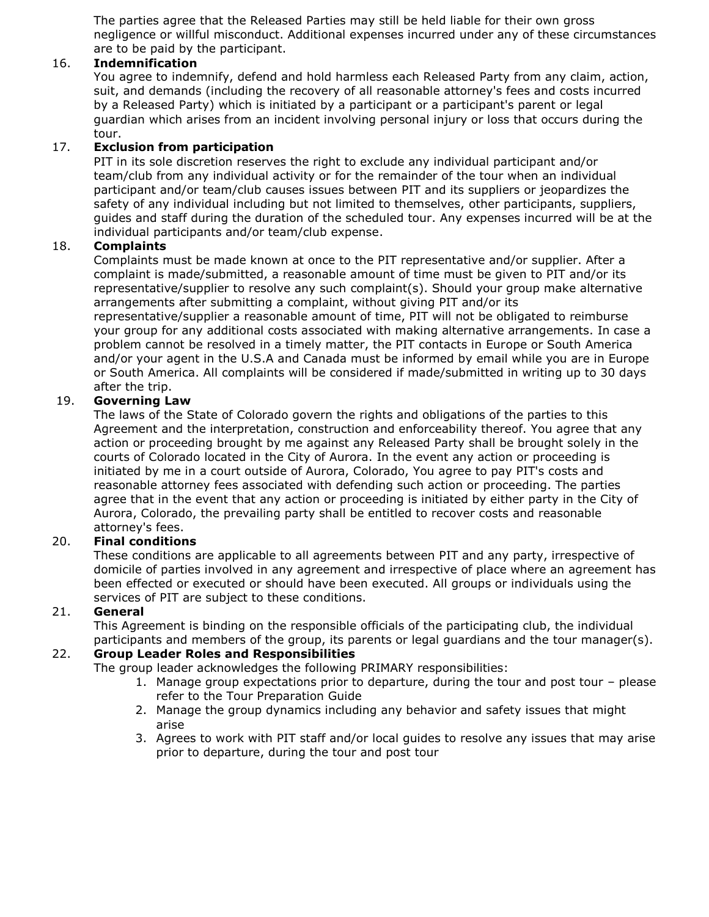The parties agree that the Released Parties may still be held liable for their own gross negligence or willful misconduct. Additional expenses incurred under any of these circumstances are to be paid by the participant.

16. **Indemnification**

You agree to indemnify, defend and hold harmless each Released Party from any claim, action, suit, and demands (including the recovery of all reasonable attorney's fees and costs incurred by a Released Party) which is initiated by a participant or a participant's parent or legal guardian which arises from an incident involving personal injury or loss that occurs during the tour.

17. **Exclusion from participation**

PIT in its sole discretion reserves the right to exclude any individual participant and/or team/club from any individual activity or for the remainder of the tour when an individual participant and/or team/club causes issues between PIT and its suppliers or jeopardizes the safety of any individual including but not limited to themselves, other participants, suppliers, guides and staff during the duration of the scheduled tour. Any expenses incurred will be at the individual participants and/or team/club expense.

18. **Complaints**

Complaints must be made known at once to the PIT representative and/or supplier. After a complaint is made/submitted, a reasonable amount of time must be given to PIT and/or its representative/supplier to resolve any such complaint(s). Should your group make alternative arrangements after submitting a complaint, without giving PIT and/or its representative/supplier a reasonable amount of time, PIT will not be obligated to reimburse your group for any additional costs associated with making alternative arrangements. In case a problem cannot be resolved in a timely matter, the PIT contacts in Europe or South America and/or your agent in the U.S.A and Canada must be informed by email while you are in Europe or South America. All complaints will be considered if made/submitted in writing up to 30 days after the trip.

19. **Governing Law**

The laws of the State of Colorado govern the rights and obligations of the parties to this Agreement and the interpretation, construction and enforceability thereof. You agree that any action or proceeding brought by me against any Released Party shall be brought solely in the courts of Colorado located in the City of Aurora. In the event any action or proceeding is initiated by me in a court outside of Aurora, Colorado, You agree to pay PIT's costs and reasonable attorney fees associated with defending such action or proceeding. The parties agree that in the event that any action or proceeding is initiated by either party in the City of Aurora, Colorado, the prevailing party shall be entitled to recover costs and reasonable attorney's fees.

20. **Final conditions**

These conditions are applicable to all agreements between PIT and any party, irrespective of domicile of parties involved in any agreement and irrespective of place where an agreement has been effected or executed or should have been executed. All groups or individuals using the services of PIT are subject to these conditions.

21. **General**

This Agreement is binding on the responsible officials of the participating club, the individual participants and members of the group, its parents or legal guardians and the tour manager(s).

22. **Group Leader Roles and Responsibilities**

The group leader acknowledges the following PRIMARY responsibilities:

1. Manage group expectations prior to departure, during the tour and post tour – please refer to the Tour Preparation Guide
2. Manage the group dynamics including any behavior and safety issues that might arise
3. Agrees to work with PIT staff and/or local guides to resolve any issues that may arise prior to departure, during the tour and post tour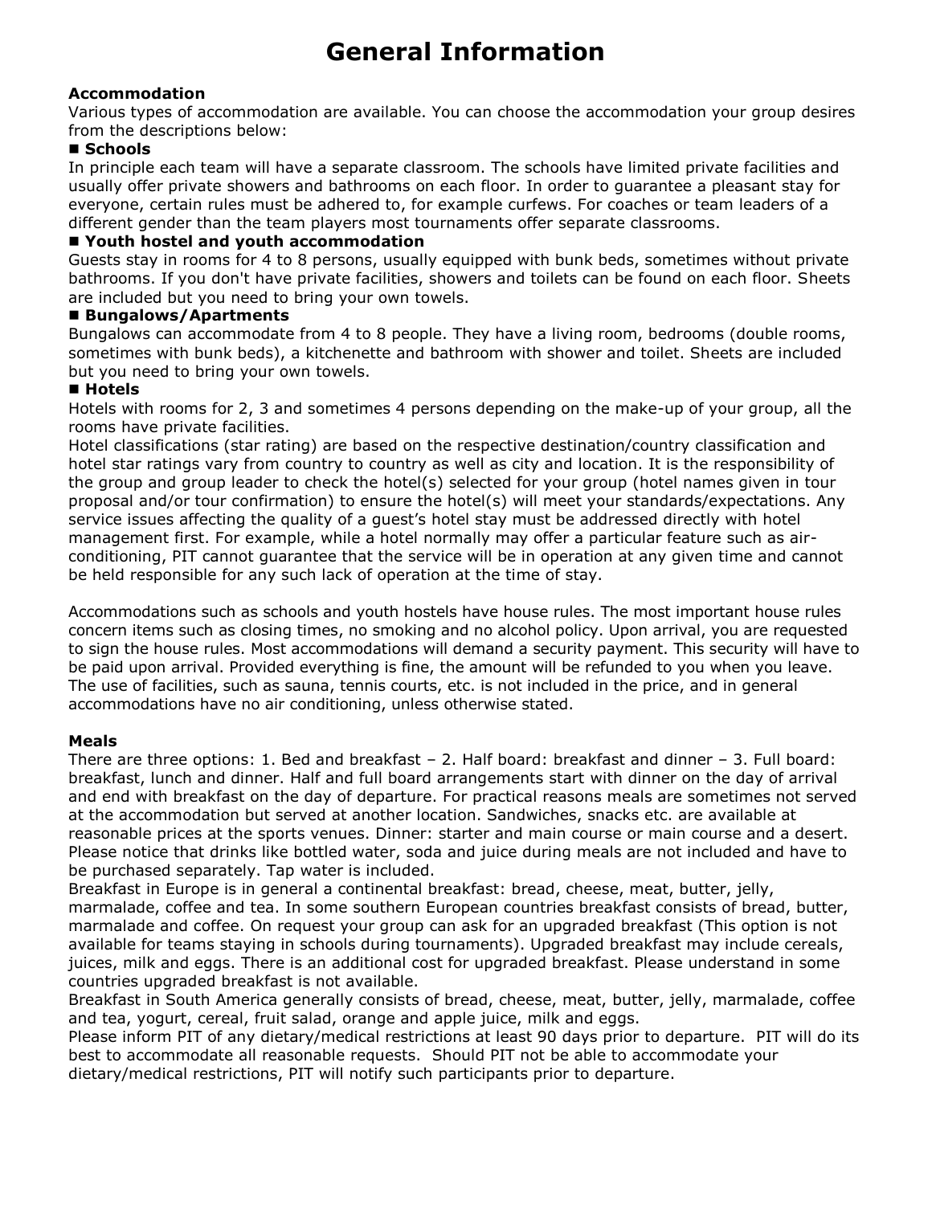# General Information

**Accommodation**

Various types of accommodation are available. You can choose the accommodation your group desires from the descriptions below:

■ **Schools**

In principle each team will have a separate classroom. The schools have limited private facilities and usually offer private showers and bathrooms on each floor. In order to guarantee a pleasant stay for everyone, certain rules must be adhered to, for example curfews. For coaches or team leaders of a different gender than the team players most tournaments offer separate classrooms.

■ **Youth hostel and youth accommodation**

Guests stay in rooms for 4 to 8 persons, usually equipped with bunk beds, sometimes without private bathrooms. If you don't have private facilities, showers and toilets can be found on each floor. Sheets are included but you need to bring your own towels.

■ **Bungalows/Apartments**

Bungalows can accommodate from 4 to 8 people. They have a living room, bedrooms (double rooms, sometimes with bunk beds), a kitchenette and bathroom with shower and toilet. Sheets are included but you need to bring your own towels.

■ **Hotels**

Hotels with rooms for 2, 3 and sometimes 4 persons depending on the make-up of your group, all the rooms have private facilities.

Hotel classifications (star rating) are based on the respective destination/country classification and hotel star ratings vary from country to country as well as city and location. It is the responsibility of the group and group leader to check the hotel(s) selected for your group (hotel names given in tour proposal and/or tour confirmation) to ensure the hotel(s) will meet your standards/expectations. Any service issues affecting the quality of a guest's hotel stay must be addressed directly with hotel management first. For example, while a hotel normally may offer a particular feature such as air-conditioning, PIT cannot guarantee that the service will be in operation at any given time and cannot be held responsible for any such lack of operation at the time of stay.

Accommodations such as schools and youth hostels have house rules. The most important house rules concern items such as closing times, no smoking and no alcohol policy. Upon arrival, you are requested to sign the house rules. Most accommodations will demand a security payment. This security will have to be paid upon arrival. Provided everything is fine, the amount will be refunded to you when you leave. The use of facilities, such as sauna, tennis courts, etc. is not included in the price, and in general accommodations have no air conditioning, unless otherwise stated.

**Meals**

There are three options: 1. Bed and breakfast – 2. Half board: breakfast and dinner – 3. Full board: breakfast, lunch and dinner. Half and full board arrangements start with dinner on the day of arrival and end with breakfast on the day of departure. For practical reasons meals are sometimes not served at the accommodation but served at another location. Sandwiches, snacks etc. are available at reasonable prices at the sports venues. Dinner: starter and main course or main course and a desert. Please notice that drinks like bottled water, soda and juice during meals are not included and have to be purchased separately. Tap water is included.

Breakfast in Europe is in general a continental breakfast: bread, cheese, meat, butter, jelly, marmalade, coffee and tea. In some southern European countries breakfast consists of bread, butter, marmalade and coffee. On request your group can ask for an upgraded breakfast (This option is not available for teams staying in schools during tournaments). Upgraded breakfast may include cereals, juices, milk and eggs. There is an additional cost for upgraded breakfast. Please understand in some countries upgraded breakfast is not available.

Breakfast in South America generally consists of bread, cheese, meat, butter, jelly, marmalade, coffee and tea, yogurt, cereal, fruit salad, orange and apple juice, milk and eggs.

Please inform PIT of any dietary/medical restrictions at least 90 days prior to departure. PIT will do its best to accommodate all reasonable requests. Should PIT not be able to accommodate your dietary/medical restrictions, PIT will notify such participants prior to departure.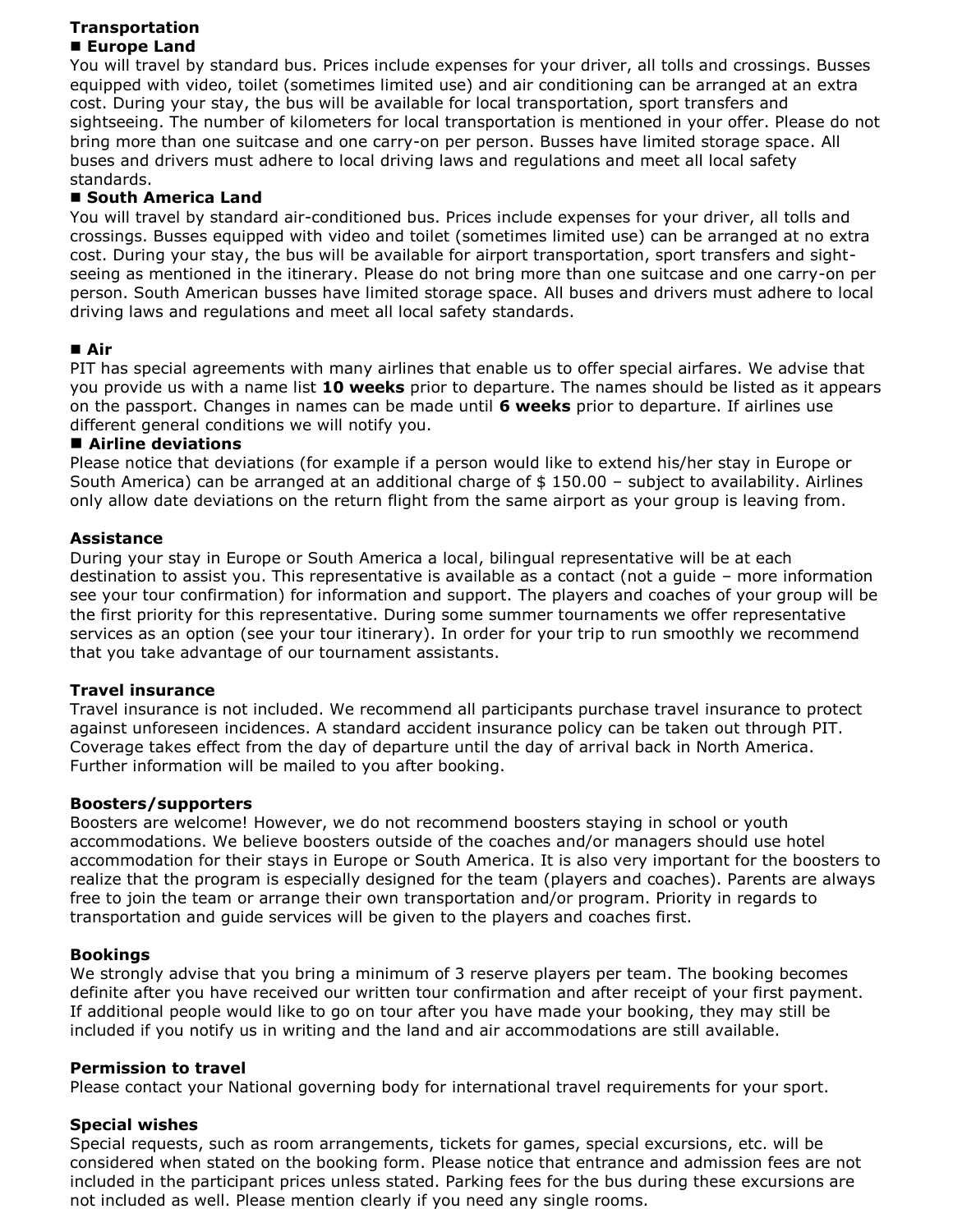## Transportation

### ■ Europe Land

You will travel by standard bus. Prices include expenses for your driver, all tolls and crossings. Busses equipped with video, toilet (sometimes limited use) and air conditioning can be arranged at an extra cost. During your stay, the bus will be available for local transportation, sport transfers and sightseeing. The number of kilometers for local transportation is mentioned in your offer. Please do not bring more than one suitcase and one carry-on per person. Busses have limited storage space. All buses and drivers must adhere to local driving laws and regulations and meet all local safety standards.

### ■ South America Land

You will travel by standard air-conditioned bus. Prices include expenses for your driver, all tolls and crossings. Busses equipped with video and toilet (sometimes limited use) can be arranged at no extra cost. During your stay, the bus will be available for airport transportation, sport transfers and sight-seeing as mentioned in the itinerary. Please do not bring more than one suitcase and one carry-on per person. South American busses have limited storage space. All buses and drivers must adhere to local driving laws and regulations and meet all local safety standards.

### ■ Air

PIT has special agreements with many airlines that enable us to offer special airfares. We advise that you provide us with a name list **10 weeks** prior to departure. The names should be listed as it appears on the passport. Changes in names can be made until **6 weeks** prior to departure. If airlines use different general conditions we will notify you.

### ■ Airline deviations

Please notice that deviations (for example if a person would like to extend his/her stay in Europe or South America) can be arranged at an additional charge of $ 150.00 – subject to availability. Airlines only allow date deviations on the return flight from the same airport as your group is leaving from.

## Assistance

During your stay in Europe or South America a local, bilingual representative will be at each destination to assist you. This representative is available as a contact (not a guide – more information see your tour confirmation) for information and support. The players and coaches of your group will be the first priority for this representative. During some summer tournaments we offer representative services as an option (see your tour itinerary). In order for your trip to run smoothly we recommend that you take advantage of our tournament assistants.

## Travel insurance

Travel insurance is not included. We recommend all participants purchase travel insurance to protect against unforeseen incidences. A standard accident insurance policy can be taken out through PIT. Coverage takes effect from the day of departure until the day of arrival back in North America. Further information will be mailed to you after booking.

## Boosters/supporters

Boosters are welcome! However, we do not recommend boosters staying in school or youth accommodations. We believe boosters outside of the coaches and/or managers should use hotel accommodation for their stays in Europe or South America. It is also very important for the boosters to realize that the program is especially designed for the team (players and coaches). Parents are always free to join the team or arrange their own transportation and/or program. Priority in regards to transportation and guide services will be given to the players and coaches first.

## Bookings

We strongly advise that you bring a minimum of 3 reserve players per team. The booking becomes definite after you have received our written tour confirmation and after receipt of your first payment. If additional people would like to go on tour after you have made your booking, they may still be included if you notify us in writing and the land and air accommodations are still available.

## Permission to travel

Please contact your National governing body for international travel requirements for your sport.

## Special wishes

Special requests, such as room arrangements, tickets for games, special excursions, etc. will be considered when stated on the booking form. Please notice that entrance and admission fees are not included in the participant prices unless stated. Parking fees for the bus during these excursions are not included as well. Please mention clearly if you need any single rooms.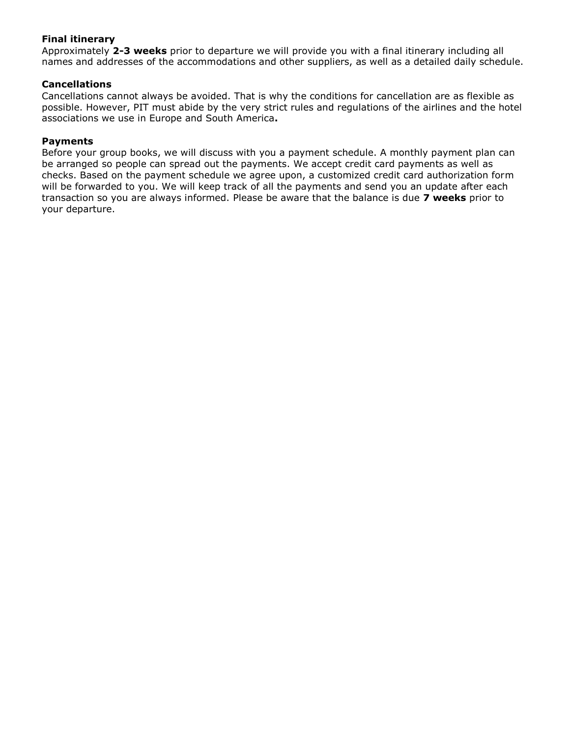**Final itinerary**
Approximately **2-3 weeks** prior to departure we will provide you with a final itinerary including all names and addresses of the accommodations and other suppliers, as well as a detailed daily schedule.

**Cancellations**
Cancellations cannot always be avoided. That is why the conditions for cancellation are as flexible as possible. However, PIT must abide by the very strict rules and regulations of the airlines and the hotel associations we use in Europe and South America**.**

**Payments**
Before your group books, we will discuss with you a payment schedule. A monthly payment plan can be arranged so people can spread out the payments. We accept credit card payments as well as checks. Based on the payment schedule we agree upon, a customized credit card authorization form will be forwarded to you. We will keep track of all the payments and send you an update after each transaction so you are always informed. Please be aware that the balance is due **7 weeks** prior to your departure.